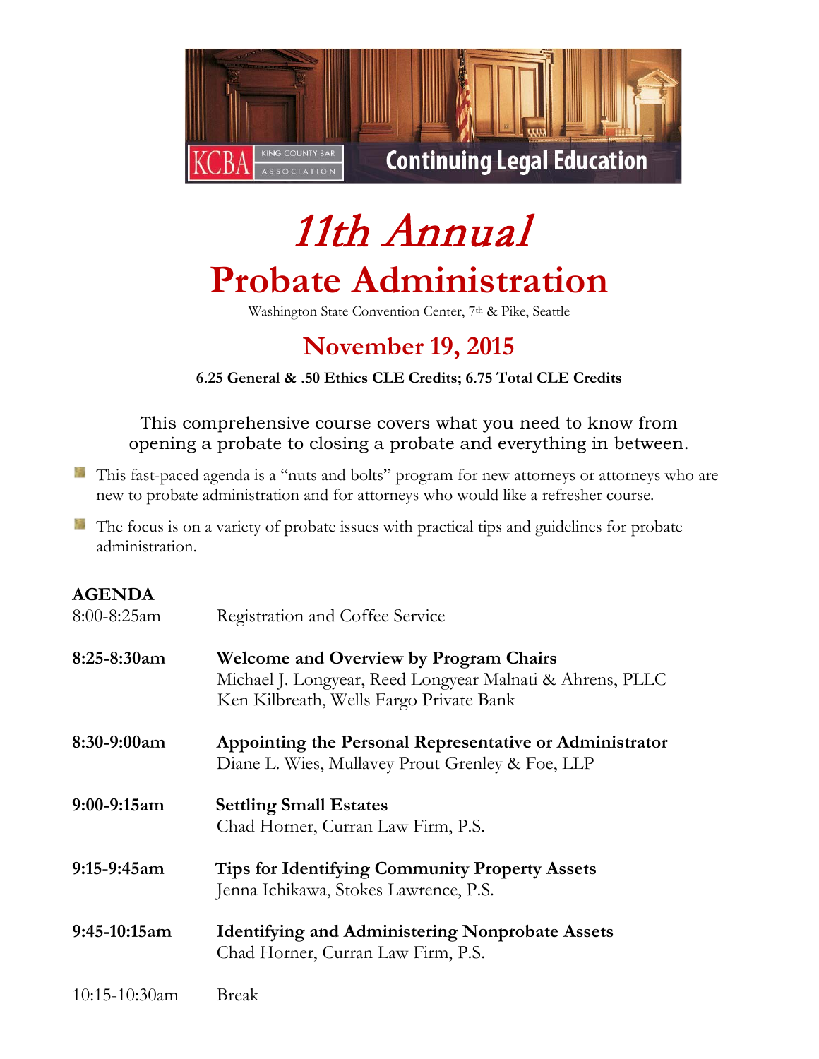KCBA KING COUNTY BAR ASSOCIATION — Continuing Legal Education

# *11th Annual*

# Probate Administration

Washington State Convention Center, 7th & Pike, Seattle

## November 19, 2015

**6.25 General & .50 Ethics CLE Credits; 6.75 Total CLE Credits**

This comprehensive course covers what you need to know from opening a probate to closing a probate and everything in between.

- This fast-paced agenda is a "nuts and bolts" program for new attorneys or attorneys who are new to probate administration and for attorneys who would like a refresher course.
- The focus is on a variety of probate issues with practical tips and guidelines for probate administration.

**AGENDA**

8:00-8:25am — Registration and Coffee Service

**8:25-8:30am** — **Welcome and Overview by Program Chairs**
Michael J. Longyear, Reed Longyear Malnati & Ahrens, PLLC
Ken Kilbreath, Wells Fargo Private Bank

**8:30-9:00am** — **Appointing the Personal Representative or Administrator**
Diane L. Wies, Mullavey Prout Grenley & Foe, LLP

**9:00-9:15am** — **Settling Small Estates**
Chad Horner, Curran Law Firm, P.S.

**9:15-9:45am** — **Tips for Identifying Community Property Assets**
Jenna Ichikawa, Stokes Lawrence, P.S.

**9:45-10:15am** — **Identifying and Administering Nonprobate Assets**
Chad Horner, Curran Law Firm, P.S.

10:15-10:30am — Break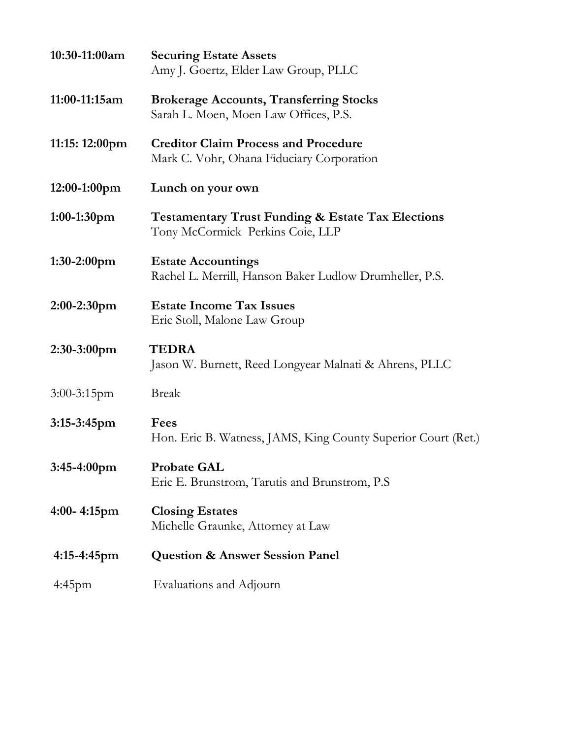| | |
|---|---|
| **10:30-11:00am** | **Securing Estate Assets**<br>Amy J. Goertz, Elder Law Group, PLLC |
| **11:00-11:15am** | **Brokerage Accounts, Transferring Stocks**<br>Sarah L. Moen, Moen Law Offices, P.S. |
| **11:15: 12:00pm** | **Creditor Claim Process and Procedure**<br>Mark C. Vohr, Ohana Fiduciary Corporation |
| **12:00-1:00pm** | **Lunch on your own** |
| **1:00-1:30pm** | **Testamentary Trust Funding & Estate Tax Elections**<br>Tony McCormick Perkins Coie, LLP |
| **1:30-2:00pm** | **Estate Accountings**<br>Rachel L. Merrill, Hanson Baker Ludlow Drumheller, P.S. |
| **2:00-2:30pm** | **Estate Income Tax Issues**<br>Eric Stoll, Malone Law Group |
| **2:30-3:00pm** | **TEDRA**<br>Jason W. Burnett, Reed Longyear Malnati & Ahrens, PLLC |
| 3:00-3:15pm | Break |
| **3:15-3:45pm** | **Fees**<br>Hon. Eric B. Watness, JAMS, King County Superior Court (Ret.) |
| **3:45-4:00pm** | **Probate GAL**<br>Eric E. Brunstrom, Tarutis and Brunstrom, P.S |
| **4:00- 4:15pm** | **Closing Estates**<br>Michelle Graunke, Attorney at Law |
| **4:15-4:45pm** | **Question & Answer Session Panel** |
| 4:45pm | Evaluations and Adjourn |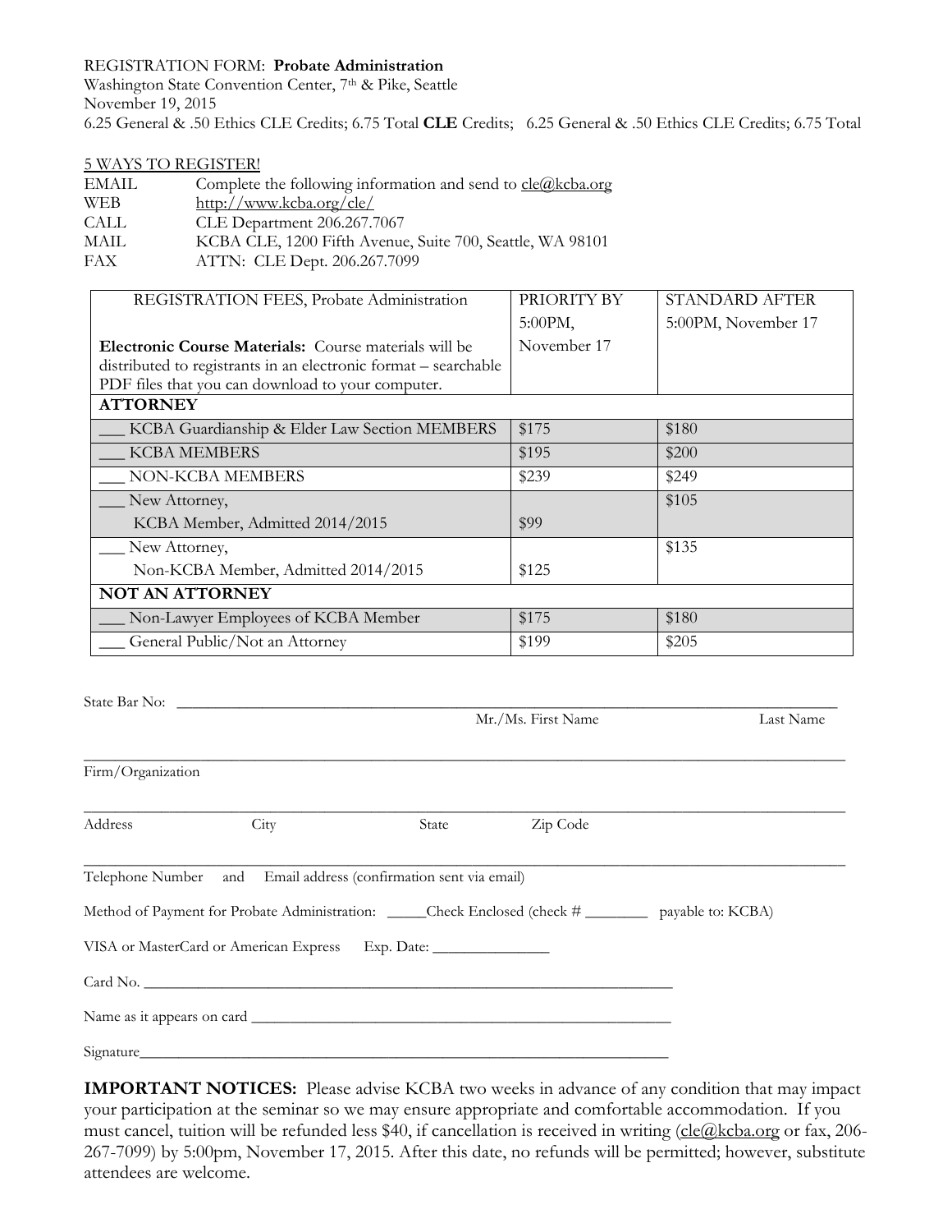REGISTRATION FORM: **Probate Administration**
Washington State Convention Center, 7th & Pike, Seattle
November 19, 2015
6.25 General & .50 Ethics CLE Credits; 6.75 Total **CLE** Credits; 6.25 General & .50 Ethics CLE Credits; 6.75 Total

5 WAYS TO REGISTER!

EMAIL Complete the following information and send to cle@kcba.org
WEB http://www.kcba.org/cle/
CALL CLE Department 206.267.7067
MAIL KCBA CLE, 1200 Fifth Avenue, Suite 700, Seattle, WA 98101
FAX ATTN: CLE Dept. 206.267.7099

| REGISTRATION FEES, Probate Administration<br><br>**Electronic Course Materials:** Course materials will be distributed to registrants in an electronic format – searchable PDF files that you can download to your computer. | PRIORITY BY 5:00PM, November 17 | STANDARD AFTER 5:00PM, November 17 |
|---|---|---|
| **ATTORNEY** | | |
| ___ KCBA Guardianship & Elder Law Section MEMBERS | $175 | $180 |
| ___ KCBA MEMBERS | $195 | $200 |
| ___ NON-KCBA MEMBERS | $239 | $249 |
| ___ New Attorney, KCBA Member, Admitted 2014/2015 | $99 | $105 |
| ___ New Attorney, Non-KCBA Member, Admitted 2014/2015 | $125 | $135 |
| **NOT AN ATTORNEY** | | |
| ___ Non-Lawyer Employees of KCBA Member | $175 | $180 |
| ___ General Public/Not an Attorney | $199 | $205 |

State Bar No: ______________________________________________
Mr./Ms. First Name Last Name

______________________________________________
Firm/Organization

______________________________________________
Address City State Zip Code

______________________________________________
Telephone Number and Email address (confirmation sent via email)

Method of Payment for Probate Administration: _____Check Enclosed (check # ________ payable to: KCBA)

VISA or MasterCard or American Express Exp. Date: _______________

Card No. ______________________________________________

Name as it appears on card ______________________________________________

Signature______________________________________________

**IMPORTANT NOTICES:** Please advise KCBA two weeks in advance of any condition that may impact your participation at the seminar so we may ensure appropriate and comfortable accommodation. If you must cancel, tuition will be refunded less $40, if cancellation is received in writing (cle@kcba.org or fax, 206-267-7099) by 5:00pm, November 17, 2015. After this date, no refunds will be permitted; however, substitute attendees are welcome.